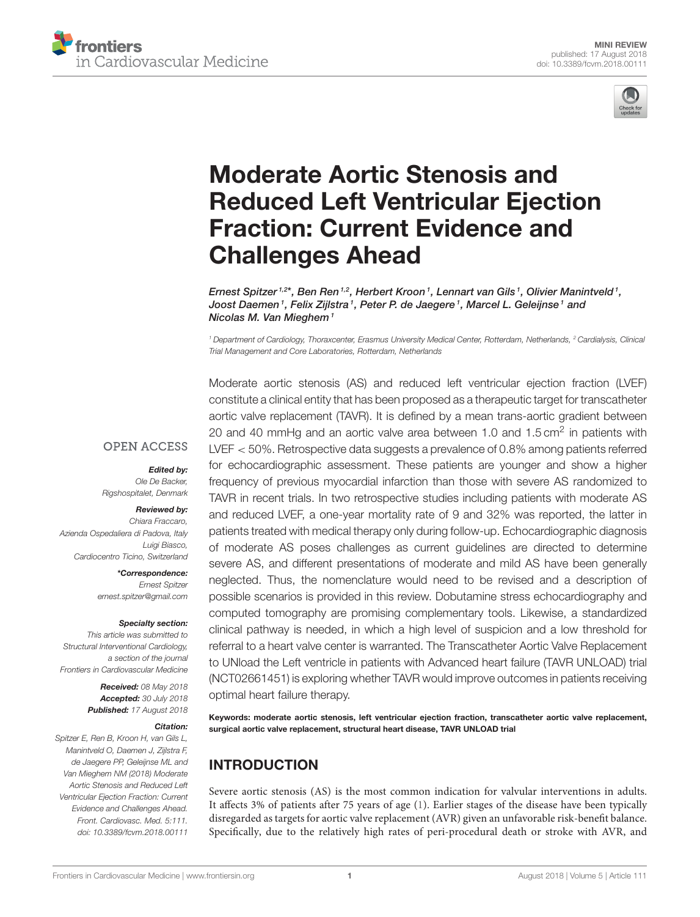MINI REVIEW
published: 17 August 2018
doi: 10.3389/fcvm.2018.00111

# Moderate Aortic Stenosis and Reduced Left Ventricular Ejection Fraction: Current Evidence and Challenges Ahead

*Ernest Spitzer[1,2]\*, Ben Ren[1,2], Herbert Kroon[1], Lennart van Gils[1], Olivier Manintveld[1], Joost Daemen[1], Felix Zijlstra[1], Peter P. de Jaegere[1], Marcel L. Geleijnse[1] and Nicolas M. Van Mieghem[1]*

[1] Department of Cardiology, Thoraxcenter, Erasmus University Medical Center, Rotterdam, Netherlands, [2] Cardialysis, Clinical Trial Management and Core Laboratories, Rotterdam, Netherlands

OPEN ACCESS

**Edited by:**
Ole De Backer, Rigshospitalet, Denmark

**Reviewed by:**
Chiara Fraccaro, Azienda Ospedaliera di Padova, Italy
Luigi Biasco, Cardiocentro Ticino, Switzerland

**\*Correspondence:**
Ernest Spitzer
ernest.spitzer@gmail.com

**Specialty section:**
This article was submitted to Structural Interventional Cardiology, a section of the journal Frontiers in Cardiovascular Medicine

**Received:** 08 May 2018
**Accepted:** 30 July 2018
**Published:** 17 August 2018

**Citation:**
Spitzer E, Ren B, Kroon H, van Gils L, Manintveld O, Daemen J, Zijlstra F, de Jaegere PP, Geleijnse ML and Van Mieghem NM (2018) Moderate Aortic Stenosis and Reduced Left Ventricular Ejection Fraction: Current Evidence and Challenges Ahead. Front. Cardiovasc. Med. 5:111. doi: 10.3389/fcvm.2018.00111

Moderate aortic stenosis (AS) and reduced left ventricular ejection fraction (LVEF) constitute a clinical entity that has been proposed as a therapeutic target for transcatheter aortic valve replacement (TAVR). It is defined by a mean trans-aortic gradient between 20 and 40 mmHg and an aortic valve area between 1.0 and 1.5 $cm^2$ in patients with LVEF $< 50\%$. Retrospective data suggests a prevalence of 0.8% among patients referred for echocardiographic assessment. These patients are younger and show a higher frequency of previous myocardial infarction than those with severe AS randomized to TAVR in recent trials. In two retrospective studies including patients with moderate AS and reduced LVEF, a one-year mortality rate of 9 and 32% was reported, the latter in patients treated with medical therapy only during follow-up. Echocardiographic diagnosis of moderate AS poses challenges as current guidelines are directed to determine severe AS, and different presentations of moderate and mild AS have been generally neglected. Thus, the nomenclature would need to be revised and a description of possible scenarios is provided in this review. Dobutamine stress echocardiography and computed tomography are promising complementary tools. Likewise, a standardized clinical pathway is needed, in which a high level of suspicion and a low threshold for referral to a heart valve center is warranted. The Transcatheter Aortic Valve Replacement to UNload the Left ventricle in patients with Advanced heart failure (TAVR UNLOAD) trial (NCT02661451) is exploring whether TAVR would improve outcomes in patients receiving optimal heart failure therapy.

**Keywords: moderate aortic stenosis, left ventricular ejection fraction, transcatheter aortic valve replacement, surgical aortic valve replacement, structural heart disease, TAVR UNLOAD trial**

## INTRODUCTION

Severe aortic stenosis (AS) is the most common indication for valvular interventions in adults. It affects 3% of patients after 75 years of age (1). Earlier stages of the disease have been typically disregarded as targets for aortic valve replacement (AVR) given an unfavorable risk-benefit balance. Specifically, due to the relatively high rates of peri-procedural death or stroke with AVR, and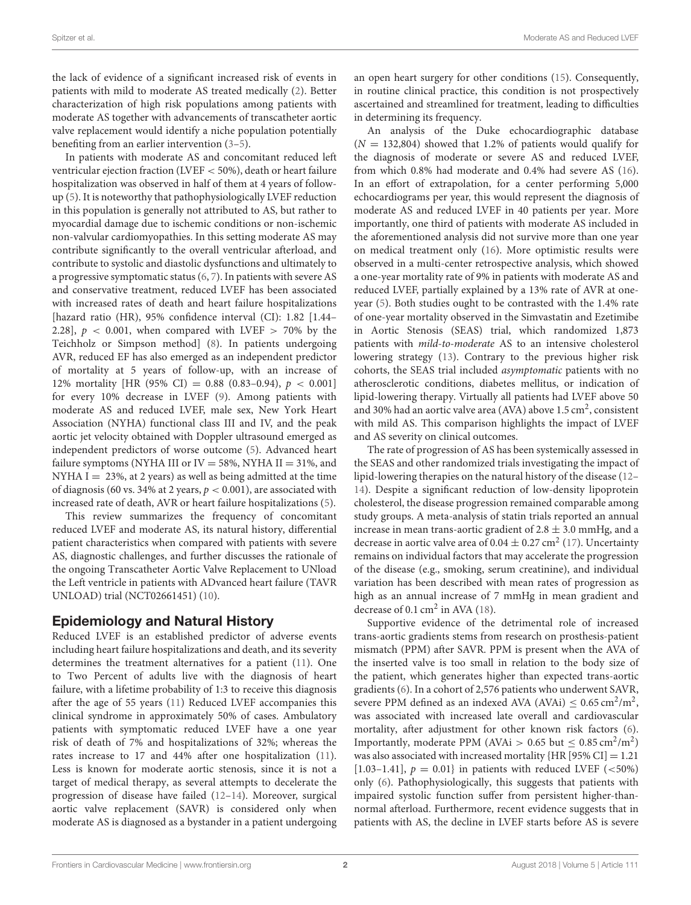the lack of evidence of a significant increased risk of events in patients with mild to moderate AS treated medically (2). Better characterization of high risk populations among patients with moderate AS together with advancements of transcatheter aortic valve replacement would identify a niche population potentially benefiting from an earlier intervention (3–5).

In patients with moderate AS and concomitant reduced left ventricular ejection fraction (LVEF < 50%), death or heart failure hospitalization was observed in half of them at 4 years of follow-up (5). It is noteworthy that pathophysiologically LVEF reduction in this population is generally not attributed to AS, but rather to myocardial damage due to ischemic conditions or non-ischemic non-valvular cardiomyopathies. In this setting moderate AS may contribute significantly to the overall ventricular afterload, and contribute to systolic and diastolic dysfunctions and ultimately to a progressive symptomatic status (6, 7). In patients with severe AS and conservative treatment, reduced LVEF has been associated with increased rates of death and heart failure hospitalizations [hazard ratio (HR), 95% confidence interval (CI): 1.82 [1.44–2.28], $p < 0.001$, when compared with LVEF > 70% by the Teichholz or Simpson method] (8). In patients undergoing AVR, reduced EF has also emerged as an independent predictor of mortality at 5 years of follow-up, with an increase of 12% mortality [HR (95% CI) = 0.88 (0.83–0.94), $p < 0.001$] for every 10% decrease in LVEF (9). Among patients with moderate AS and reduced LVEF, male sex, New York Heart Association (NYHA) functional class III and IV, and the peak aortic jet velocity obtained with Doppler ultrasound emerged as independent predictors of worse outcome (5). Advanced heart failure symptoms (NYHA III or IV = 58%, NYHA II = 31%, and NYHA I = 23%, at 2 years) as well as being admitted at the time of diagnosis (60 vs. 34% at 2 years, $p < 0.001$), are associated with increased rate of death, AVR or heart failure hospitalizations (5).

This review summarizes the frequency of concomitant reduced LVEF and moderate AS, its natural history, differential patient characteristics when compared with patients with severe AS, diagnostic challenges, and further discusses the rationale of the ongoing Transcatheter Aortic Valve Replacement to UNload the Left ventricle in patients with ADvanced heart failure (TAVR UNLOAD) trial (NCT02661451) (10).

## Epidemiology and Natural History

Reduced LVEF is an established predictor of adverse events including heart failure hospitalizations and death, and its severity determines the treatment alternatives for a patient (11). One to Two Percent of adults live with the diagnosis of heart failure, with a lifetime probability of 1:3 to receive this diagnosis after the age of 55 years (11) Reduced LVEF accompanies this clinical syndrome in approximately 50% of cases. Ambulatory patients with symptomatic reduced LVEF have a one year risk of death of 7% and hospitalizations of 32%; whereas the rates increase to 17 and 44% after one hospitalization (11). Less is known for moderate aortic stenosis, since it is not a target of medical therapy, as several attempts to decelerate the progression of disease have failed (12–14). Moreover, surgical aortic valve replacement (SAVR) is considered only when moderate AS is diagnosed as a bystander in a patient undergoing an open heart surgery for other conditions (15). Consequently, in routine clinical practice, this condition is not prospectively ascertained and streamlined for treatment, leading to difficulties in determining its frequency.

An analysis of the Duke echocardiographic database ($N = 132{,}804$) showed that 1.2% of patients would qualify for the diagnosis of moderate or severe AS and reduced LVEF, from which 0.8% had moderate and 0.4% had severe AS (16). In an effort of extrapolation, for a center performing 5,000 echocardiograms per year, this would represent the diagnosis of moderate AS and reduced LVEF in 40 patients per year. More importantly, one third of patients with moderate AS included in the aforementioned analysis did not survive more than one year on medical treatment only (16). More optimistic results were observed in a multi-center retrospective analysis, which showed a one-year mortality rate of 9% in patients with moderate AS and reduced LVEF, partially explained by a 13% rate of AVR at one-year (5). Both studies ought to be contrasted with the 1.4% rate of one-year mortality observed in the Simvastatin and Ezetimibe in Aortic Stenosis (SEAS) trial, which randomized 1,873 patients with *mild-to-moderate* AS to an intensive cholesterol lowering strategy (13). Contrary to the previous higher risk cohorts, the SEAS trial included *asymptomatic* patients with no atherosclerotic conditions, diabetes mellitus, or indication of lipid-lowering therapy. Virtually all patients had LVEF above 50 and 30% had an aortic valve area (AVA) above 1.5 $cm^2$, consistent with mild AS. This comparison highlights the impact of LVEF and AS severity on clinical outcomes.

The rate of progression of AS has been systemically assessed in the SEAS and other randomized trials investigating the impact of lipid-lowering therapies on the natural history of the disease (12–14). Despite a significant reduction of low-density lipoprotein cholesterol, the disease progression remained comparable among study groups. A meta-analysis of statin trials reported an annual increase in mean trans-aortic gradient of $2.8 \pm 3.0$ mmHg, and a decrease in aortic valve area of $0.04 \pm 0.27$ $cm^2$ (17). Uncertainty remains on individual factors that may accelerate the progression of the disease (e.g., smoking, serum creatinine), and individual variation has been described with mean rates of progression as high as an annual increase of 7 mmHg in mean gradient and decrease of 0.1 $cm^2$ in AVA (18).

Supportive evidence of the detrimental role of increased trans-aortic gradients stems from research on prosthesis-patient mismatch (PPM) after SAVR. PPM is present when the AVA of the inserted valve is too small in relation to the body size of the patient, which generates higher than expected trans-aortic gradients (6). In a cohort of 2,576 patients who underwent SAVR, severe PPM defined as an indexed AVA (AVAi) $\leq 0.65$ $cm^2/m^2$, was associated with increased late overall and cardiovascular mortality, after adjustment for other known risk factors (6). Importantly, moderate PPM (AVAi > 0.65 but $\leq 0.85$ $cm^2/m^2$) was also associated with increased mortality {HR [95% CI] = 1.21 [1.03–1.41], $p = 0.01$} in patients with reduced LVEF (<50%) only (6). Pathophysiologically, this suggests that patients with impaired systolic function suffer from persistent higher-than-normal afterload. Furthermore, recent evidence suggests that in patients with AS, the decline in LVEF starts before AS is severe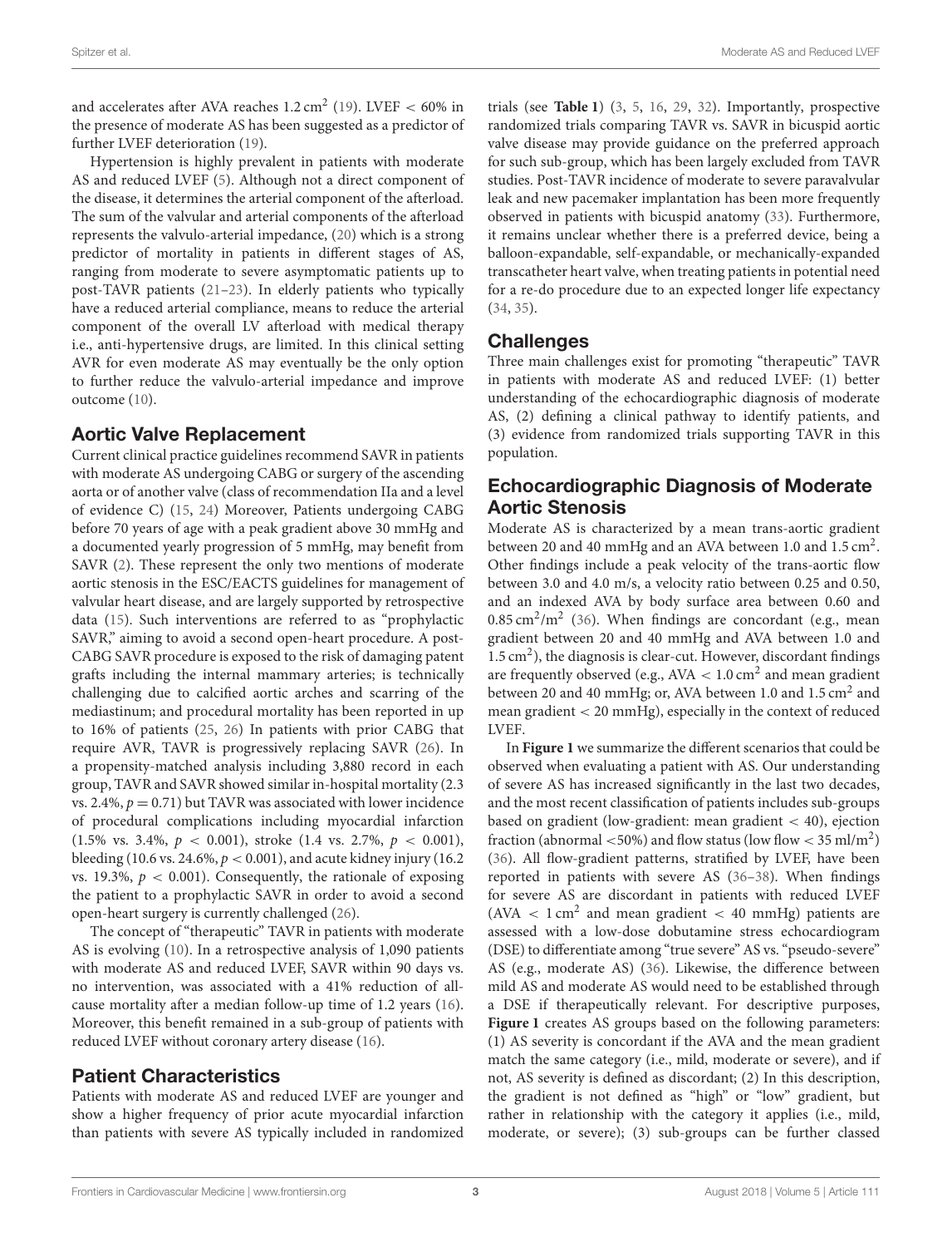and accelerates after AVA reaches $1.2\,cm^2$ (19). LVEF < 60% in the presence of moderate AS has been suggested as a predictor of further LVEF deterioration (19).

Hypertension is highly prevalent in patients with moderate AS and reduced LVEF (5). Although not a direct component of the disease, it determines the arterial component of the afterload. The sum of the valvular and arterial components of the afterload represents the valvulo-arterial impedance, (20) which is a strong predictor of mortality in patients in different stages of AS, ranging from moderate to severe asymptomatic patients up to post-TAVR patients (21–23). In elderly patients who typically have a reduced arterial compliance, means to reduce the arterial component of the overall LV afterload with medical therapy i.e., anti-hypertensive drugs, are limited. In this clinical setting AVR for even moderate AS may eventually be the only option to further reduce the valvulo-arterial impedance and improve outcome (10).

## Aortic Valve Replacement

Current clinical practice guidelines recommend SAVR in patients with moderate AS undergoing CABG or surgery of the ascending aorta or of another valve (class of recommendation IIa and a level of evidence C) (15, 24) Moreover, Patients undergoing CABG before 70 years of age with a peak gradient above 30 mmHg and a documented yearly progression of 5 mmHg, may benefit from SAVR (2). These represent the only two mentions of moderate aortic stenosis in the ESC/EACTS guidelines for management of valvular heart disease, and are largely supported by retrospective data (15). Such interventions are referred to as "prophylactic SAVR," aiming to avoid a second open-heart procedure. A post-CABG SAVR procedure is exposed to the risk of damaging patent grafts including the internal mammary arteries; is technically challenging due to calcified aortic arches and scarring of the mediastinum; and procedural mortality has been reported in up to 16% of patients (25, 26) In patients with prior CABG that require AVR, TAVR is progressively replacing SAVR (26). In a propensity-matched analysis including 3,880 record in each group, TAVR and SAVR showed similar in-hospital mortality (2.3 vs. 2.4%, $p = 0.71$) but TAVR was associated with lower incidence of procedural complications including myocardial infarction (1.5% vs. 3.4%, $p < 0.001$), stroke (1.4 vs. 2.7%, $p < 0.001$), bleeding (10.6 vs. 24.6%, $p < 0.001$), and acute kidney injury (16.2 vs. 19.3%, $p < 0.001$). Consequently, the rationale of exposing the patient to a prophylactic SAVR in order to avoid a second open-heart surgery is currently challenged (26).

The concept of "therapeutic" TAVR in patients with moderate AS is evolving (10). In a retrospective analysis of 1,090 patients with moderate AS and reduced LVEF, SAVR within 90 days vs. no intervention, was associated with a 41% reduction of all-cause mortality after a median follow-up time of 1.2 years (16). Moreover, this benefit remained in a sub-group of patients with reduced LVEF without coronary artery disease (16).

## Patient Characteristics

Patients with moderate AS and reduced LVEF are younger and show a higher frequency of prior acute myocardial infarction than patients with severe AS typically included in randomized trials (see **Table 1**) (3, 5, 16, 29, 32). Importantly, prospective randomized trials comparing TAVR vs. SAVR in bicuspid aortic valve disease may provide guidance on the preferred approach for such sub-group, which has been largely excluded from TAVR studies. Post-TAVR incidence of moderate to severe paravalvular leak and new pacemaker implantation has been more frequently observed in patients with bicuspid anatomy (33). Furthermore, it remains unclear whether there is a preferred device, being a balloon-expandable, self-expandable, or mechanically-expanded transcatheter heart valve, when treating patients in potential need for a re-do procedure due to an expected longer life expectancy (34, 35).

## Challenges

Three main challenges exist for promoting "therapeutic" TAVR in patients with moderate AS and reduced LVEF: (1) better understanding of the echocardiographic diagnosis of moderate AS, (2) defining a clinical pathway to identify patients, and (3) evidence from randomized trials supporting TAVR in this population.

## Echocardiographic Diagnosis of Moderate Aortic Stenosis

Moderate AS is characterized by a mean trans-aortic gradient between 20 and 40 mmHg and an AVA between 1.0 and $1.5\,cm^2$. Other findings include a peak velocity of the trans-aortic flow between 3.0 and 4.0 m/s, a velocity ratio between 0.25 and 0.50, and an indexed AVA by body surface area between 0.60 and $0.85\,cm^2/m^2$ (36). When findings are concordant (e.g., mean gradient between 20 and 40 mmHg and AVA between 1.0 and $1.5\,cm^2$), the diagnosis is clear-cut. However, discordant findings are frequently observed (e.g., AVA $< 1.0\,cm^2$ and mean gradient between 20 and 40 mmHg; or, AVA between 1.0 and $1.5\,cm^2$ and mean gradient < 20 mmHg), especially in the context of reduced LVEF.

In **Figure 1** we summarize the different scenarios that could be observed when evaluating a patient with AS. Our understanding of severe AS has increased significantly in the last two decades, and the most recent classification of patients includes sub-groups based on gradient (low-gradient: mean gradient < 40), ejection fraction (abnormal <50%) and flow status (low flow < $35\,ml/m^2$) (36). All flow-gradient patterns, stratified by LVEF, have been reported in patients with severe AS (36–38). When findings for severe AS are discordant in patients with reduced LVEF (AVA $< 1\,cm^2$ and mean gradient < 40 mmHg) patients are assessed with a low-dose dobutamine stress echocardiogram (DSE) to differentiate among "true severe" AS vs. "pseudo-severe" AS (e.g., moderate AS) (36). Likewise, the difference between mild AS and moderate AS would need to be established through a DSE if therapeutically relevant. For descriptive purposes, **Figure 1** creates AS groups based on the following parameters: (1) AS severity is concordant if the AVA and the mean gradient match the same category (i.e., mild, moderate or severe), and if not, AS severity is defined as discordant; (2) In this description, the gradient is not defined as "high" or "low" gradient, but rather in relationship with the category it applies (i.e., mild, moderate, or severe); (3) sub-groups can be further classed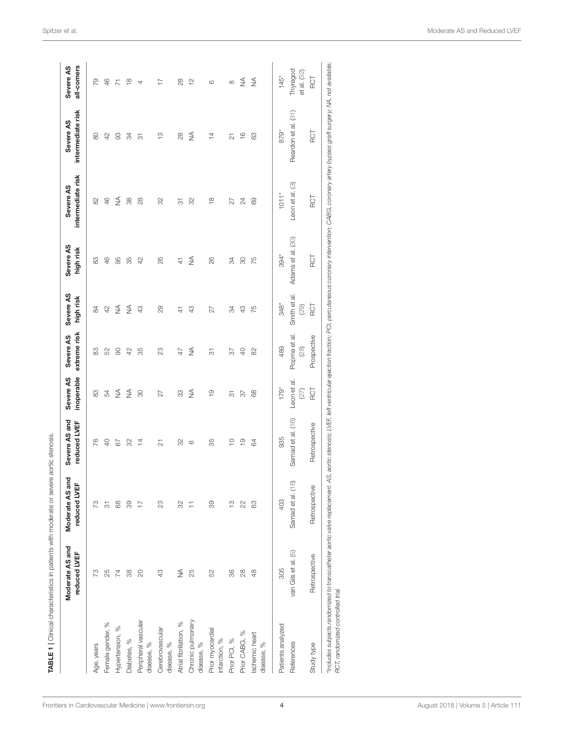**TABLE 1** | Clinical characteristics in patients with moderate or severe aortic stenosis.

| | Moderate AS and reduced LVEF | Moderate AS and reduced LVEF | Severe AS and reduced LVEF | Severe AS inoperable | Severe AS extreme risk | Severe AS high risk | Severe AS high risk | Severe AS intermediate risk | Severe AS intermediate risk | Severe AS all-comers |
|---|---|---|---|---|---|---|---|---|---|---|
| Age, years | 73 | 73 | 76 | 83 | 83 | 84 | 83 | 82 | 80 | 79 |
| Female gender, % | 25 | 31 | 40 | 54 | 52 | 42 | 46 | 46 | 42 | 46 |
| Hypertension, % | 74 | 68 | 67 | NA | 90 | NA | 95 | NA | 93 | 71 |
| Diabetes, % | 38 | 39 | 32 | NA | 42 | NA | 35 | 38 | 34 | 18 |
| Peripheral vascular disease, % | 20 | 17 | 14 | 30 | 35 | 43 | 42 | 28 | 31 | 4 |
| Cerebrovascular disease, % | 43 | 23 | 21 | 27 | 23 | 29 | 26 | 32 | 13 | 17 |
| Atrial fibrillation, % | NA | 32 | 32 | 33 | 47 | 41 | 41 | 31 | 28 | 28 |
| Chronic pulmonary disease, % | 25 | 11 | 6 | NA | NA | 43 | NA | 32 | NA | 12 |
| Prior myocardial infarction, % | 52 | 39 | 35 | 19 | 31 | 27 | 26 | 18 | 14 | 6 |
| Prior PCI, % | 36 | 13 | 10 | 31 | 37 | 34 | 34 | 27 | 21 | 8 |
| Prior CABG, % | 28 | 22 | 19 | 37 | 40 | 43 | 30 | 24 | 16 | NA |
| Ischemic heart disease, % | 48 | 63 | 64 | 68 | 82 | 75 | 75 | 69 | 63 | NA |
| Patients analyzed | 305 | 403 | 935 | 179* | 489 | 348* | 394* | 1011* | 879* | 145* |
| References | van Gils et al. (5) | Samad et al. (16) | Samad et al. (16) | Leon et al. (27) | Popma et al. (28) | Smith et al. (29) | Adams et al. (30) | Leon et al. (3) | Reardon et al. (31) | Thyregod et al. (32) |
| Study type | Retrospective | Retrospective | Retrospective | RCT | Prospective | RCT | RCT | RCT | RCT | RCT |

*Includes subjects randomized to transcatheter aortic valve replacement. AS, aortic stenosis; LVEF, left ventricular ejection fraction; PCI, percutaneous coronary intervention; CABG, coronary artery bypass graft surgery; NA, not available; RCT, randomized controlled trial.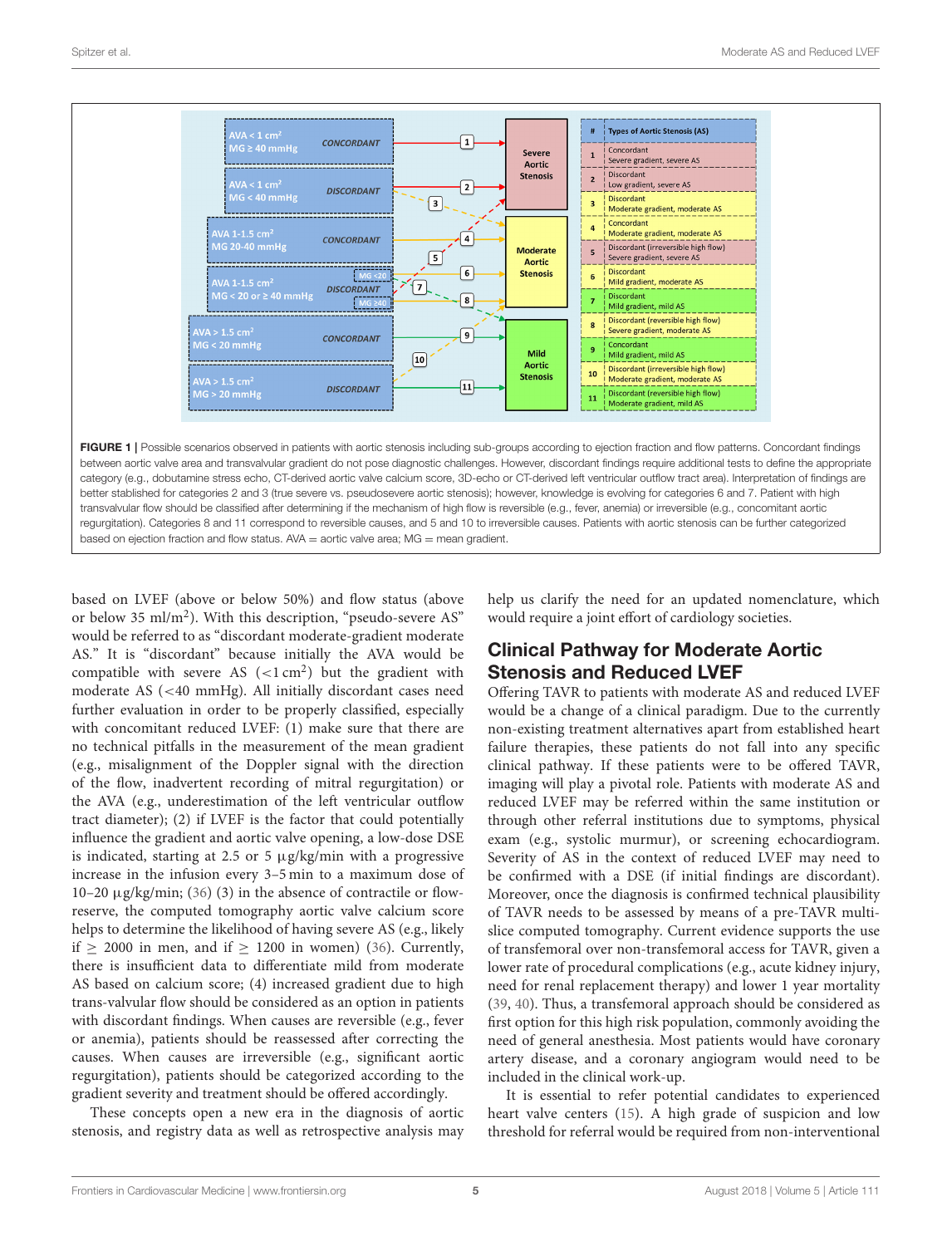| # | Types of Aortic Stenosis (AS) |
|---|---|
| 1 | Concordant<br>Severe gradient, severe AS |
| 2 | Discordant<br>Low gradient, severe AS |
| 3 | Discordant<br>Moderate gradient, moderate AS |
| 4 | Concordant<br>Moderate gradient, moderate AS |
| 5 | Discordant (irreversible high flow)<br>Severe gradient, severe AS |
| 6 | Discordant<br>Mild gradient, moderate AS |
| 7 | Discordant<br>Mild gradient, mild AS |
| 8 | Discordant (reversible high flow)<br>Severe gradient, moderate AS |
| 9 | Concordant<br>Mild gradient, mild AS |
| 10 | Discordant (irreversible high flow)<br>Moderate gradient, moderate AS |
| 11 | Discordant (reversible high flow)<br>Moderate gradient, mild AS |

**FIGURE 1** | Possible scenarios observed in patients with aortic stenosis including sub-groups according to ejection fraction and flow patterns. Concordant findings between aortic valve area and transvalvular gradient do not pose diagnostic challenges. However, discordant findings require additional tests to define the appropriate category (e.g., dobutamine stress echo, CT-derived aortic valve calcium score, 3D-echo or CT-derived left ventricular outflow tract area). Interpretation of findings are better stablished for categories 2 and 3 (true severe vs. pseudosevere aortic stenosis); however, knowledge is evolving for categories 6 and 7. Patient with high transvalvular flow should be classified after determining if the mechanism of high flow is reversible (e.g., fever, anemia) or irreversible (e.g., concomitant aortic regurgitation). Categories 8 and 11 correspond to reversible causes, and 5 and 10 to irreversible causes. Patients with aortic stenosis can be further categorized based on ejection fraction and flow status. AVA = aortic valve area; MG = mean gradient.

based on LVEF (above or below 50%) and flow status (above or below 35 ml/m$^2$). With this description, "pseudo-severe AS" would be referred to as "discordant moderate-gradient moderate AS." It is "discordant" because initially the AVA would be compatible with severe AS ($<1$ cm$^2$) but the gradient with moderate AS ($<40$ mmHg). All initially discordant cases need further evaluation in order to be properly classified, especially with concomitant reduced LVEF: (1) make sure that there are no technical pitfalls in the measurement of the mean gradient (e.g., misalignment of the Doppler signal with the direction of the flow, inadvertent recording of mitral regurgitation) or the AVA (e.g., underestimation of the left ventricular outflow tract diameter); (2) if LVEF is the factor that could potentially influence the gradient and aortic valve opening, a low-dose DSE is indicated, starting at 2.5 or 5 μg/kg/min with a progressive increase in the infusion every 3–5 min to a maximum dose of 10–20 μg/kg/min; (36) (3) in the absence of contractile or flow-reserve, the computed tomography aortic valve calcium score helps to determine the likelihood of having severe AS (e.g., likely if $\geq$ 2000 in men, and if $\geq$ 1200 in women) (36). Currently, there is insufficient data to differentiate mild from moderate AS based on calcium score; (4) increased gradient due to high trans-valvular flow should be considered as an option in patients with discordant findings. When causes are reversible (e.g., fever or anemia), patients should be reassessed after correcting the causes. When causes are irreversible (e.g., significant aortic regurgitation), patients should be categorized according to the gradient severity and treatment should be offered accordingly.

These concepts open a new era in the diagnosis of aortic stenosis, and registry data as well as retrospective analysis may help us clarify the need for an updated nomenclature, which would require a joint effort of cardiology societies.

## Clinical Pathway for Moderate Aortic Stenosis and Reduced LVEF

Offering TAVR to patients with moderate AS and reduced LVEF would be a change of a clinical paradigm. Due to the currently non-existing treatment alternatives apart from established heart failure therapies, these patients do not fall into any specific clinical pathway. If these patients were to be offered TAVR, imaging will play a pivotal role. Patients with moderate AS and reduced LVEF may be referred within the same institution or through other referral institutions due to symptoms, physical exam (e.g., systolic murmur), or screening echocardiogram. Severity of AS in the context of reduced LVEF may need to be confirmed with a DSE (if initial findings are discordant). Moreover, once the diagnosis is confirmed technical plausibility of TAVR needs to be assessed by means of a pre-TAVR multi-slice computed tomography. Current evidence supports the use of transfemoral over non-transfemoral access for TAVR, given a lower rate of procedural complications (e.g., acute kidney injury, need for renal replacement therapy) and lower 1 year mortality (39, 40). Thus, a transfemoral approach should be considered as first option for this high risk population, commonly avoiding the need of general anesthesia. Most patients would have coronary artery disease, and a coronary angiogram would need to be included in the clinical work-up.

It is essential to refer potential candidates to experienced heart valve centers (15). A high grade of suspicion and low threshold for referral would be required from non-interventional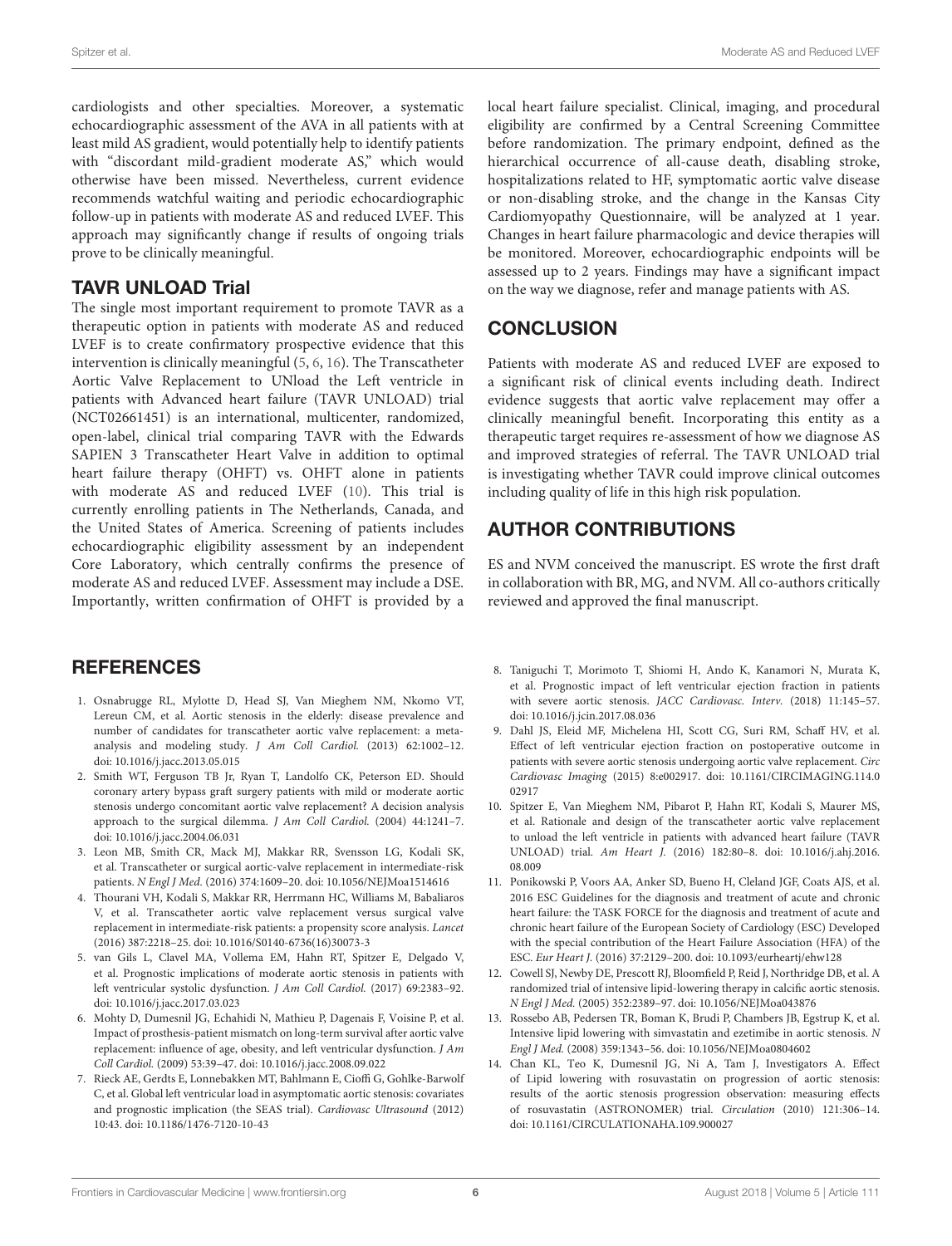cardiologists and other specialties. Moreover, a systematic echocardiographic assessment of the AVA in all patients with at least mild AS gradient, would potentially help to identify patients with "discordant mild-gradient moderate AS," which would otherwise have been missed. Nevertheless, current evidence recommends watchful waiting and periodic echocardiographic follow-up in patients with moderate AS and reduced LVEF. This approach may significantly change if results of ongoing trials prove to be clinically meaningful.

## TAVR UNLOAD Trial

The single most important requirement to promote TAVR as a therapeutic option in patients with moderate AS and reduced LVEF is to create confirmatory prospective evidence that this intervention is clinically meaningful (5, 6, 16). The Transcatheter Aortic Valve Replacement to UNload the Left ventricle in patients with Advanced heart failure (TAVR UNLOAD) trial (NCT02661451) is an international, multicenter, randomized, open-label, clinical trial comparing TAVR with the Edwards SAPIEN 3 Transcatheter Heart Valve in addition to optimal heart failure therapy (OHFT) vs. OHFT alone in patients with moderate AS and reduced LVEF (10). This trial is currently enrolling patients in The Netherlands, Canada, and the United States of America. Screening of patients includes echocardiographic eligibility assessment by an independent Core Laboratory, which centrally confirms the presence of moderate AS and reduced LVEF. Assessment may include a DSE. Importantly, written confirmation of OHFT is provided by a local heart failure specialist. Clinical, imaging, and procedural eligibility are confirmed by a Central Screening Committee before randomization. The primary endpoint, defined as the hierarchical occurrence of all-cause death, disabling stroke, hospitalizations related to HF, symptomatic aortic valve disease or non-disabling stroke, and the change in the Kansas City Cardiomyopathy Questionnaire, will be analyzed at 1 year. Changes in heart failure pharmacologic and device therapies will be monitored. Moreover, echocardiographic endpoints will be assessed up to 2 years. Findings may have a significant impact on the way we diagnose, refer and manage patients with AS.

## CONCLUSION

Patients with moderate AS and reduced LVEF are exposed to a significant risk of clinical events including death. Indirect evidence suggests that aortic valve replacement may offer a clinically meaningful benefit. Incorporating this entity as a therapeutic target requires re-assessment of how we diagnose AS and improved strategies of referral. The TAVR UNLOAD trial is investigating whether TAVR could improve clinical outcomes including quality of life in this high risk population.

## AUTHOR CONTRIBUTIONS

ES and NVM conceived the manuscript. ES wrote the first draft in collaboration with BR, MG, and NVM. All co-authors critically reviewed and approved the final manuscript.

## REFERENCES

1. Osnabrugge RL, Mylotte D, Head SJ, Van Mieghem NM, Nkomo VT, Lereun CM, et al. Aortic stenosis in the elderly: disease prevalence and number of candidates for transcatheter aortic valve replacement: a meta-analysis and modeling study. *J Am Coll Cardiol.* (2013) 62:1002–12. doi: 10.1016/j.jacc.2013.05.015
2. Smith WT, Ferguson TB Jr, Ryan T, Landolfo CK, Peterson ED. Should coronary artery bypass graft surgery patients with mild or moderate aortic stenosis undergo concomitant aortic valve replacement? A decision analysis approach to the surgical dilemma. *J Am Coll Cardiol.* (2004) 44:1241–7. doi: 10.1016/j.jacc.2004.06.031
3. Leon MB, Smith CR, Mack MJ, Makkar RR, Svensson LG, Kodali SK, et al. Transcatheter or surgical aortic-valve replacement in intermediate-risk patients. *N Engl J Med.* (2016) 374:1609–20. doi: 10.1056/NEJMoa1514616
4. Thourani VH, Kodali S, Makkar RR, Herrmann HC, Williams M, Babaliaros V, et al. Transcatheter aortic valve replacement versus surgical valve replacement in intermediate-risk patients: a propensity score analysis. *Lancet* (2016) 387:2218–25. doi: 10.1016/S0140-6736(16)30073-3
5. van Gils L, Clavel MA, Vollema EM, Hahn RT, Spitzer E, Delgado V, et al. Prognostic implications of moderate aortic stenosis in patients with left ventricular systolic dysfunction. *J Am Coll Cardiol.* (2017) 69:2383–92. doi: 10.1016/j.jacc.2017.03.023
6. Mohty D, Dumesnil JG, Echahidi N, Mathieu P, Dagenais F, Voisine P, et al. Impact of prosthesis-patient mismatch on long-term survival after aortic valve replacement: influence of age, obesity, and left ventricular dysfunction. *J Am Coll Cardiol.* (2009) 53:39–47. doi: 10.1016/j.jacc.2008.09.022
7. Rieck AE, Gerdts E, Lonnebakken MT, Bahlmann E, Cioffi G, Gohlke-Barwolf C, et al. Global left ventricular load in asymptomatic aortic stenosis: covariates and prognostic implication (the SEAS trial). *Cardiovasc Ultrasound* (2012) 10:43. doi: 10.1186/1476-7120-10-43
8. Taniguchi T, Morimoto T, Shiomi H, Ando K, Kanamori N, Murata K, et al. Prognostic impact of left ventricular ejection fraction in patients with severe aortic stenosis. *JACC Cardiovasc. Interv.* (2018) 11:145–57. doi: 10.1016/j.jcin.2017.08.036
9. Dahl JS, Eleid MF, Michelena HI, Scott CG, Suri RM, Schaff HV, et al. Effect of left ventricular ejection fraction on postoperative outcome in patients with severe aortic stenosis undergoing aortic valve replacement. *Circ Cardiovasc Imaging* (2015) 8:e002917. doi: 10.1161/CIRCIMAGING.114.002917
10. Spitzer E, Van Mieghem NM, Pibarot P, Hahn RT, Kodali S, Maurer MS, et al. Rationale and design of the transcatheter aortic valve replacement to unload the left ventricle in patients with advanced heart failure (TAVR UNLOAD) trial. *Am Heart J.* (2016) 182:80–8. doi: 10.1016/j.ahj.2016.08.009
11. Ponikowski P, Voors AA, Anker SD, Bueno H, Cleland JGF, Coats AJS, et al. 2016 ESC Guidelines for the diagnosis and treatment of acute and chronic heart failure: the TASK FORCE for the diagnosis and treatment of acute and chronic heart failure of the European Society of Cardiology (ESC) Developed with the special contribution of the Heart Failure Association (HFA) of the ESC. *Eur Heart J.* (2016) 37:2129–200. doi: 10.1093/eurheartj/ehw128
12. Cowell SJ, Newby DE, Prescott RJ, Bloomfield P, Reid J, Northridge DB, et al. A randomized trial of intensive lipid-lowering therapy in calcific aortic stenosis. *N Engl J Med.* (2005) 352:2389–97. doi: 10.1056/NEJMoa043876
13. Rossebo AB, Pedersen TR, Boman K, Brudi P, Chambers JB, Egstrup K, et al. Intensive lipid lowering with simvastatin and ezetimibe in aortic stenosis. *N Engl J Med.* (2008) 359:1343–56. doi: 10.1056/NEJMoa0804602
14. Chan KL, Teo K, Dumesnil JG, Ni A, Tam J, Investigators A. Effect of Lipid lowering with rosuvastatin on progression of aortic stenosis: results of the aortic stenosis progression observation: measuring effects of rosuvastatin (ASTRONOMER) trial. *Circulation* (2010) 121:306–14. doi: 10.1161/CIRCULATIONAHA.109.900027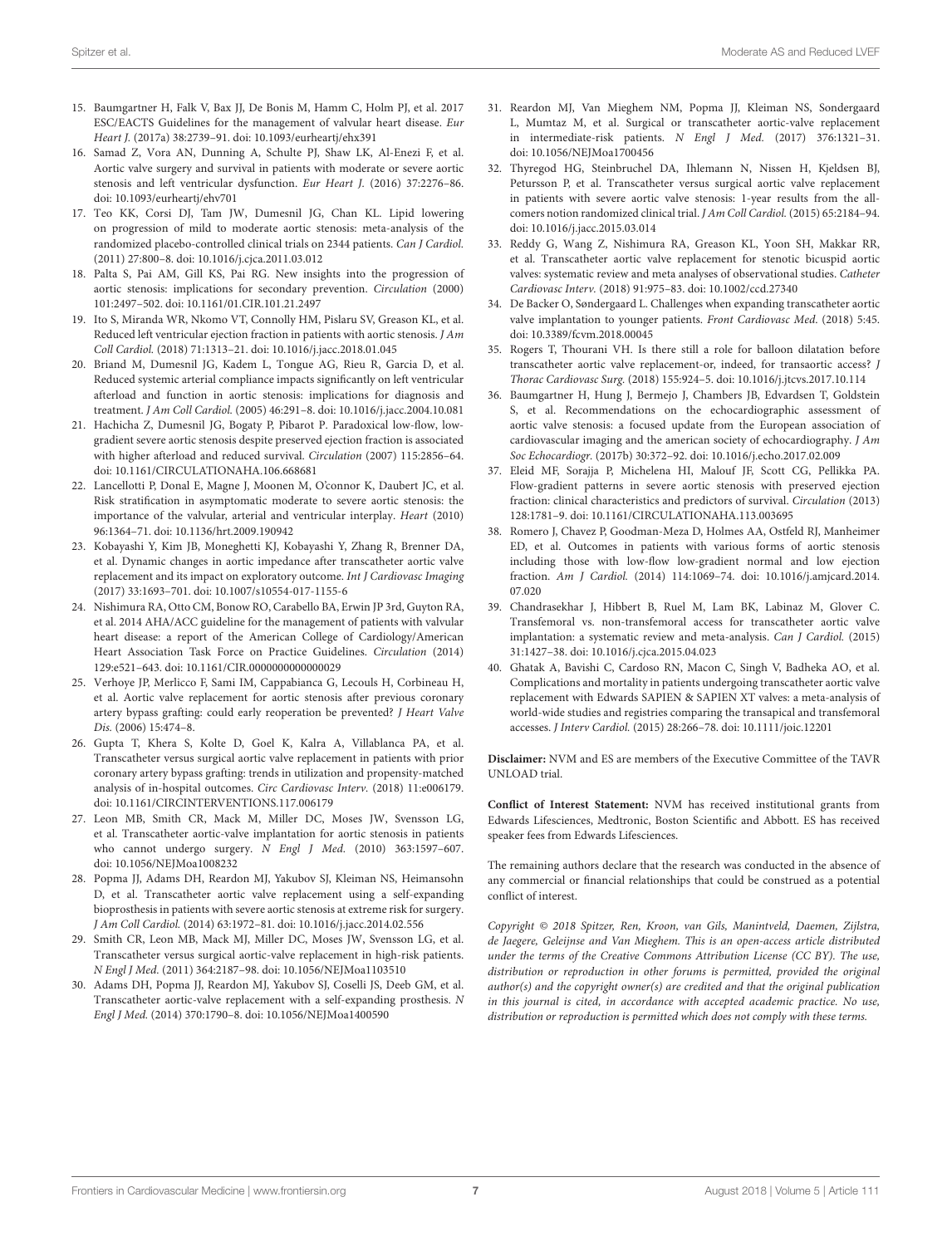15. Baumgartner H, Falk V, Bax JJ, De Bonis M, Hamm C, Holm PJ, et al. 2017 ESC/EACTS Guidelines for the management of valvular heart disease. *Eur Heart J.* (2017a) 38:2739–91. doi: 10.1093/eurheartj/ehx391
16. Samad Z, Vora AN, Dunning A, Schulte PJ, Shaw LK, Al-Enezi F, et al. Aortic valve surgery and survival in patients with moderate or severe aortic stenosis and left ventricular dysfunction. *Eur Heart J.* (2016) 37:2276–86. doi: 10.1093/eurheartj/ehv701
17. Teo KK, Corsi DJ, Tam JW, Dumesnil JG, Chan KL. Lipid lowering on progression of mild to moderate aortic stenosis: meta-analysis of the randomized placebo-controlled clinical trials on 2344 patients. *Can J Cardiol.* (2011) 27:800–8. doi: 10.1016/j.cjca.2011.03.012
18. Palta S, Pai AM, Gill KS, Pai RG. New insights into the progression of aortic stenosis: implications for secondary prevention. *Circulation* (2000) 101:2497–502. doi: 10.1161/01.CIR.101.21.2497
19. Ito S, Miranda WR, Nkomo VT, Connolly HM, Pislaru SV, Greason KL, et al. Reduced left ventricular ejection fraction in patients with aortic stenosis. *J Am Coll Cardiol.* (2018) 71:1313–21. doi: 10.1016/j.jacc.2018.01.045
20. Briand M, Dumesnil JG, Kadem L, Tongue AG, Rieu R, Garcia D, et al. Reduced systemic arterial compliance impacts significantly on left ventricular afterload and function in aortic stenosis: implications for diagnosis and treatment. *J Am Coll Cardiol.* (2005) 46:291–8. doi: 10.1016/j.jacc.2004.10.081
21. Hachicha Z, Dumesnil JG, Bogaty P, Pibarot P. Paradoxical low-flow, low-gradient severe aortic stenosis despite preserved ejection fraction is associated with higher afterload and reduced survival. *Circulation* (2007) 115:2856–64. doi: 10.1161/CIRCULATIONAHA.106.668681
22. Lancellotti P, Donal E, Magne J, Moonen M, O'connor K, Daubert JC, et al. Risk stratification in asymptomatic moderate to severe aortic stenosis: the importance of the valvular, arterial and ventricular interplay. *Heart* (2010) 96:1364–71. doi: 10.1136/hrt.2009.190942
23. Kobayashi Y, Kim JB, Moneghetti KJ, Kobayashi Y, Zhang R, Brenner DA, et al. Dynamic changes in aortic impedance after transcatheter aortic valve replacement and its impact on exploratory outcome. *Int J Cardiovasc Imaging* (2017) 33:1693–701. doi: 10.1007/s10554-017-1155-6
24. Nishimura RA, Otto CM, Bonow RO, Carabello BA, Erwin JP 3rd, Guyton RA, et al. 2014 AHA/ACC guideline for the management of patients with valvular heart disease: a report of the American College of Cardiology/American Heart Association Task Force on Practice Guidelines. *Circulation* (2014) 129:e521–643. doi: 10.1161/CIR.0000000000000029
25. Verhoye JP, Merlicco F, Sami IM, Cappabianca G, Lecouls H, Corbineau H, et al. Aortic valve replacement for aortic stenosis after previous coronary artery bypass grafting: could early reoperation be prevented? *J Heart Valve Dis.* (2006) 15:474–8.
26. Gupta T, Khera S, Kolte D, Goel K, Kalra A, Villablanca PA, et al. Transcatheter versus surgical aortic valve replacement in patients with prior coronary artery bypass grafting: trends in utilization and propensity-matched analysis of in-hospital outcomes. *Circ Cardiovasc Interv.* (2018) 11:e006179. doi: 10.1161/CIRCINTERVENTIONS.117.006179
27. Leon MB, Smith CR, Mack M, Miller DC, Moses JW, Svensson LG, et al. Transcatheter aortic-valve implantation for aortic stenosis in patients who cannot undergo surgery. *N Engl J Med.* (2010) 363:1597–607. doi: 10.1056/NEJMoa1008232
28. Popma JJ, Adams DH, Reardon MJ, Yakubov SJ, Kleiman NS, Heimansohn D, et al. Transcatheter aortic valve replacement using a self-expanding bioprosthesis in patients with severe aortic stenosis at extreme risk for surgery. *J Am Coll Cardiol.* (2014) 63:1972–81. doi: 10.1016/j.jacc.2014.02.556
29. Smith CR, Leon MB, Mack MJ, Miller DC, Moses JW, Svensson LG, et al. Transcatheter versus surgical aortic-valve replacement in high-risk patients. *N Engl J Med.* (2011) 364:2187–98. doi: 10.1056/NEJMoa1103510
30. Adams DH, Popma JJ, Reardon MJ, Yakubov SJ, Coselli JS, Deeb GM, et al. Transcatheter aortic-valve replacement with a self-expanding prosthesis. *N Engl J Med.* (2014) 370:1790–8. doi: 10.1056/NEJMoa1400590
31. Reardon MJ, Van Mieghem NM, Popma JJ, Kleiman NS, Sondergaard L, Mumtaz M, et al. Surgical or transcatheter aortic-valve replacement in intermediate-risk patients. *N Engl J Med.* (2017) 376:1321–31. doi: 10.1056/NEJMoa1700456
32. Thyregod HG, Steinbruchel DA, Ihlemann N, Nissen H, Kjeldsen BJ, Petursson P, et al. Transcatheter versus surgical aortic valve replacement in patients with severe aortic valve stenosis: 1-year results from the all-comers notion randomized clinical trial. *J Am Coll Cardiol.* (2015) 65:2184–94. doi: 10.1016/j.jacc.2015.03.014
33. Reddy G, Wang Z, Nishimura RA, Greason KL, Yoon SH, Makkar RR, et al. Transcatheter aortic valve replacement for stenotic bicuspid aortic valves: systematic review and meta analyses of observational studies. *Catheter Cardiovasc Interv.* (2018) 91:975–83. doi: 10.1002/ccd.27340
34. De Backer O, Søndergaard L. Challenges when expanding transcatheter aortic valve implantation to younger patients. *Front Cardiovasc Med.* (2018) 5:45. doi: 10.3389/fcvm.2018.00045
35. Rogers T, Thourani VH. Is there still a role for balloon dilatation before transcatheter aortic valve replacement-or, indeed, for transaortic access? *J Thorac Cardiovasc Surg.* (2018) 155:924–5. doi: 10.1016/j.jtcvs.2017.10.114
36. Baumgartner H, Hung J, Bermejo J, Chambers JB, Edvardsen T, Goldstein S, et al. Recommendations on the echocardiographic assessment of aortic valve stenosis: a focused update from the European association of cardiovascular imaging and the american society of echocardiography. *J Am Soc Echocardiogr.* (2017b) 30:372–92. doi: 10.1016/j.echo.2017.02.009
37. Eleid MF, Sorajja P, Michelena HI, Malouf JF, Scott CG, Pellikka PA. Flow-gradient patterns in severe aortic stenosis with preserved ejection fraction: clinical characteristics and predictors of survival. *Circulation* (2013) 128:1781–9. doi: 10.1161/CIRCULATIONAHA.113.003695
38. Romero J, Chavez P, Goodman-Meza D, Holmes AA, Ostfeld RJ, Manheimer ED, et al. Outcomes in patients with various forms of aortic stenosis including those with low-flow low-gradient normal and low ejection fraction. *Am J Cardiol.* (2014) 114:1069–74. doi: 10.1016/j.amjcard.2014.07.020
39. Chandrasekhar J, Hibbert B, Ruel M, Lam BK, Labinaz M, Glover C. Transfemoral vs. non-transfemoral access for transcatheter aortic valve implantation: a systematic review and meta-analysis. *Can J Cardiol.* (2015) 31:1427–38. doi: 10.1016/j.cjca.2015.04.023
40. Ghatak A, Bavishi C, Cardoso RN, Macon C, Singh V, Badheka AO, et al. Complications and mortality in patients undergoing transcatheter aortic valve replacement with Edwards SAPIEN & SAPIEN XT valves: a meta-analysis of world-wide studies and registries comparing the transapical and transfemoral accesses. *J Interv Cardiol.* (2015) 28:266–78. doi: 10.1111/joic.12201

**Disclaimer:** NVM and ES are members of the Executive Committee of the TAVR UNLOAD trial.

**Conflict of Interest Statement:** NVM has received institutional grants from Edwards Lifesciences, Medtronic, Boston Scientific and Abbott. ES has received speaker fees from Edwards Lifesciences.

The remaining authors declare that the research was conducted in the absence of any commercial or financial relationships that could be construed as a potential conflict of interest.

*Copyright © 2018 Spitzer, Ren, Kroon, van Gils, Manintveld, Daemen, Zijlstra, de Jaegere, Geleijnse and Van Mieghem. This is an open-access article distributed under the terms of the Creative Commons Attribution License (CC BY). The use, distribution or reproduction in other forums is permitted, provided the original author(s) and the copyright owner(s) are credited and that the original publication in this journal is cited, in accordance with accepted academic practice. No use, distribution or reproduction is permitted which does not comply with these terms.*